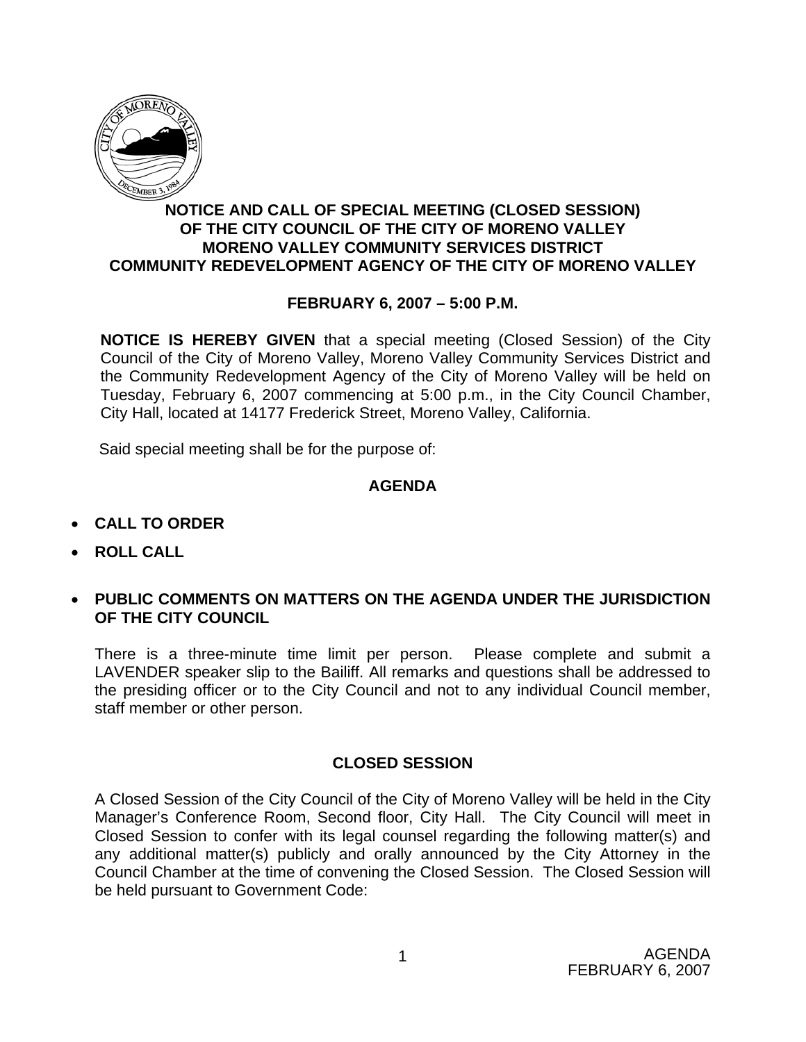# NOTICE AND CALL OF SPECIAL MEETING (CLOSED SESSION) OF THE CITY COUNCIL OF THE CITY OF MORENO VALLEY MORENO VALLEY COMMUNITY SERVICES DISTRICT COMMUNITY REDEVELOPMENT AGENCY OF THE CITY OF MORENO VALLEY

## FEBRUARY 6, 2007 – 5:00 P.M.

**NOTICE IS HEREBY GIVEN** that a special meeting (Closed Session) of the City Council of the City of Moreno Valley, Moreno Valley Community Services District and the Community Redevelopment Agency of the City of Moreno Valley will be held on Tuesday, February 6, 2007 commencing at 5:00 p.m., in the City Council Chamber, City Hall, located at 14177 Frederick Street, Moreno Valley, California.

Said special meeting shall be for the purpose of:

## AGENDA

- **CALL TO ORDER**
- **ROLL CALL**
- **PUBLIC COMMENTS ON MATTERS ON THE AGENDA UNDER THE JURISDICTION OF THE CITY COUNCIL**

There is a three-minute time limit per person. Please complete and submit a LAVENDER speaker slip to the Bailiff. All remarks and questions shall be addressed to the presiding officer or to the City Council and not to any individual Council member, staff member or other person.

## CLOSED SESSION

A Closed Session of the City Council of the City of Moreno Valley will be held in the City Manager's Conference Room, Second floor, City Hall. The City Council will meet in Closed Session to confer with its legal counsel regarding the following matter(s) and any additional matter(s) publicly and orally announced by the City Attorney in the Council Chamber at the time of convening the Closed Session. The Closed Session will be held pursuant to Government Code: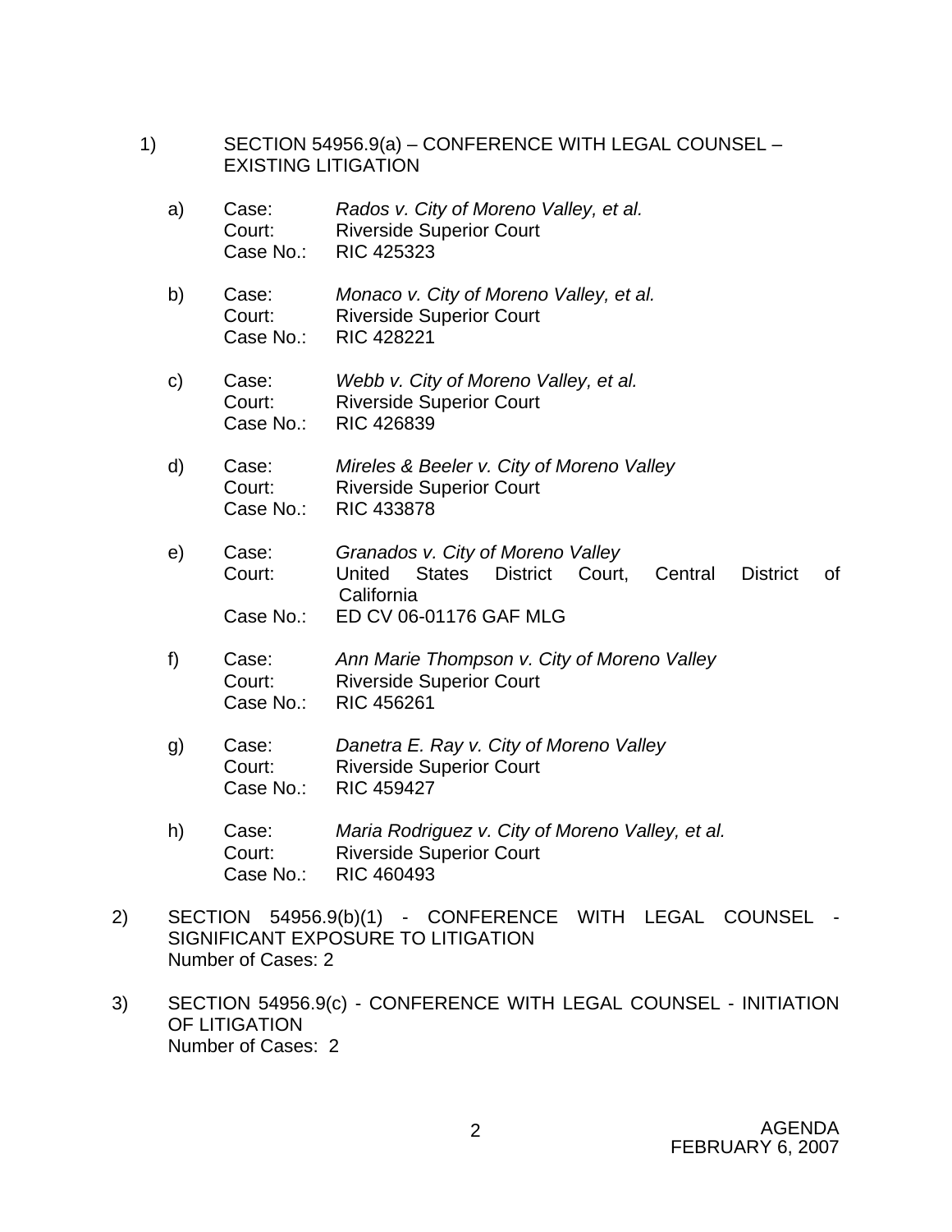1) SECTION 54956.9(a) – CONFERENCE WITH LEGAL COUNSEL – EXISTING LITIGATION

   a) Case: *Rados v. City of Moreno Valley, et al.*
      Court: Riverside Superior Court
      Case No.: RIC 425323

   b) Case: *Monaco v. City of Moreno Valley, et al.*
      Court: Riverside Superior Court
      Case No.: RIC 428221

   c) Case: *Webb v. City of Moreno Valley, et al.*
      Court: Riverside Superior Court
      Case No.: RIC 426839

   d) Case: *Mireles & Beeler v. City of Moreno Valley*
      Court: Riverside Superior Court
      Case No.: RIC 433878

   e) Case: *Granados v. City of Moreno Valley*
      Court: United States District Court, Central District of California
      Case No.: ED CV 06-01176 GAF MLG

   f) Case: *Ann Marie Thompson v. City of Moreno Valley*
      Court: Riverside Superior Court
      Case No.: RIC 456261

   g) Case: *Danetra E. Ray v. City of Moreno Valley*
      Court: Riverside Superior Court
      Case No.: RIC 459427

   h) Case: *Maria Rodriguez v. City of Moreno Valley, et al.*
      Court: Riverside Superior Court
      Case No.: RIC 460493

2) SECTION 54956.9(b)(1) - CONFERENCE WITH LEGAL COUNSEL - SIGNIFICANT EXPOSURE TO LITIGATION
   Number of Cases: 2

3) SECTION 54956.9(c) - CONFERENCE WITH LEGAL COUNSEL - INITIATION OF LITIGATION
   Number of Cases: 2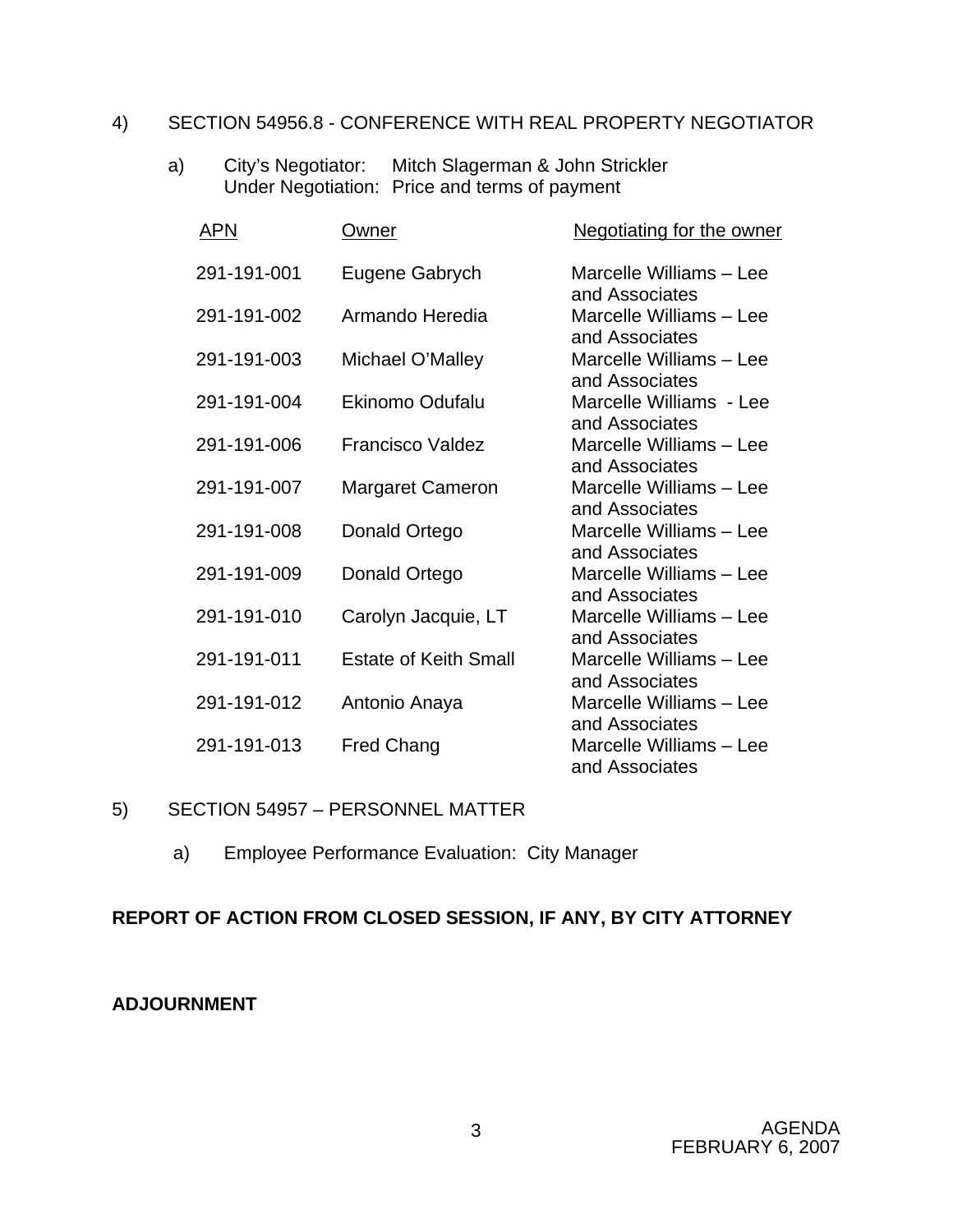4) SECTION 54956.8 - CONFERENCE WITH REAL PROPERTY NEGOTIATOR

a) City's Negotiator: Mitch Slagerman & John Strickler
Under Negotiation: Price and terms of payment

| APN | Owner | Negotiating for the owner |
|---|---|---|
| 291-191-001 | Eugene Gabrych | Marcelle Williams – Lee and Associates |
| 291-191-002 | Armando Heredia | Marcelle Williams – Lee and Associates |
| 291-191-003 | Michael O'Malley | Marcelle Williams – Lee and Associates |
| 291-191-004 | Ekinomo Odufalu | Marcelle Williams - Lee and Associates |
| 291-191-006 | Francisco Valdez | Marcelle Williams – Lee and Associates |
| 291-191-007 | Margaret Cameron | Marcelle Williams – Lee and Associates |
| 291-191-008 | Donald Ortego | Marcelle Williams – Lee and Associates |
| 291-191-009 | Donald Ortego | Marcelle Williams – Lee and Associates |
| 291-191-010 | Carolyn Jacquie, LT | Marcelle Williams – Lee and Associates |
| 291-191-011 | Estate of Keith Small | Marcelle Williams – Lee and Associates |
| 291-191-012 | Antonio Anaya | Marcelle Williams – Lee and Associates |
| 291-191-013 | Fred Chang | Marcelle Williams – Lee and Associates |

5) SECTION 54957 – PERSONNEL MATTER

a) Employee Performance Evaluation: City Manager

**REPORT OF ACTION FROM CLOSED SESSION, IF ANY, BY CITY ATTORNEY**

**ADJOURNMENT**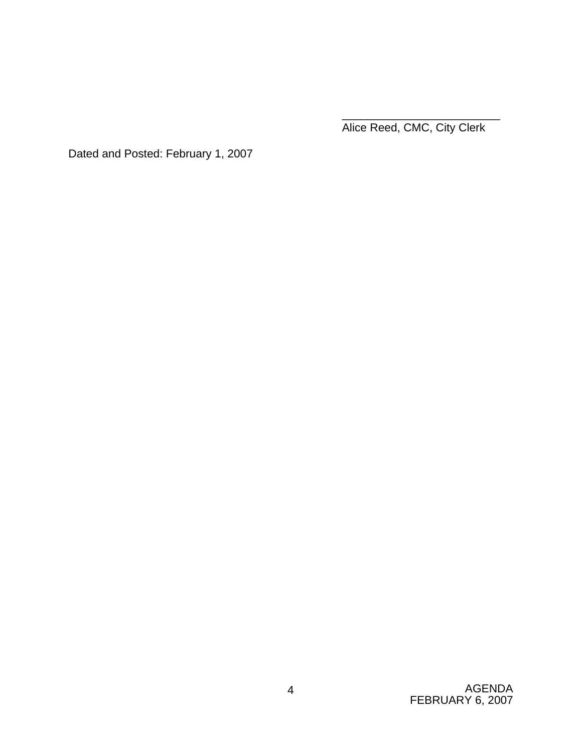_________________________
Alice Reed, CMC, City Clerk

Dated and Posted: February 1, 2007